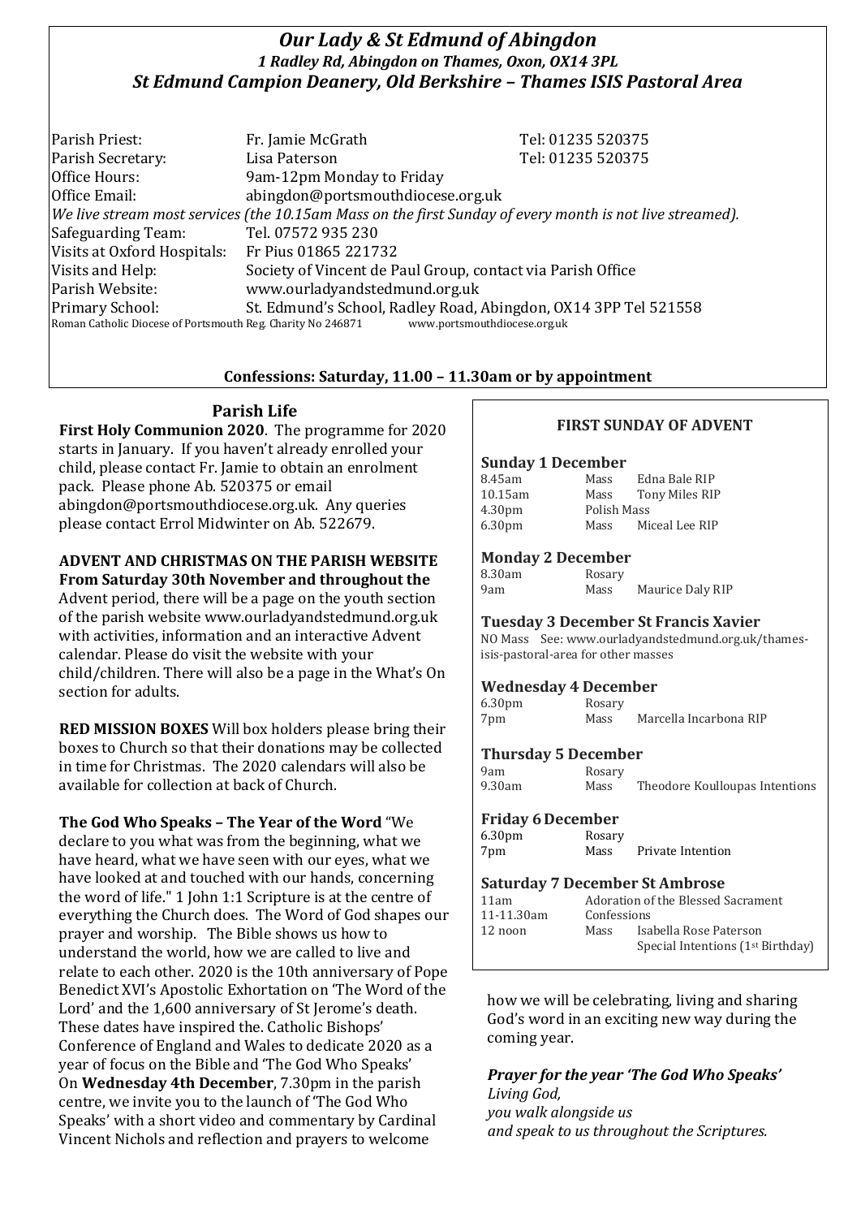# *Our Lady & St Edmund of Abingdon*

*1 Radley Rd, Abingdon on Thames, Oxon, OX14 3PL*

*St Edmund Campion Deanery, Old Berkshire – Thames ISIS Pastoral Area*

| | | |
|---|---|---|
| Parish Priest: | Fr. Jamie McGrath | Tel: 01235 520375 |
| Parish Secretary: | Lisa Paterson | Tel: 01235 520375 |
| Office Hours: | 9am-12pm Monday to Friday | |
| Office Email: | abingdon@portsmouthdiocese.org.uk | |

*We live stream most services (the 10.15am Mass on the first Sunday of every month is not live streamed).*

| | |
|---|---|
| Safeguarding Team: | Tel. 07572 935 230 |
| Visits at Oxford Hospitals: | Fr Pius 01865 221732 |
| Visits and Help: | Society of Vincent de Paul Group, contact via Parish Office |
| Parish Website: | www.ourladyandstedmund.org.uk |
| Primary School: | St. Edmund's School, Radley Road, Abingdon, OX14 3PP Tel 521558 |

Roman Catholic Diocese of Portsmouth Reg. Charity No 246871 www.portsmouthdiocese.org.uk

**Confessions: Saturday, 11.00 – 11.30am or by appointment**

## Parish Life

**First Holy Communion 2020**. The programme for 2020 starts in January. If you haven't already enrolled your child, please contact Fr. Jamie to obtain an enrolment pack. Please phone Ab. 520375 or email abingdon@portsmouthdiocese.org.uk. Any queries please contact Errol Midwinter on Ab. 522679.

**ADVENT AND CHRISTMAS ON THE PARISH WEBSITE From Saturday 30th November and throughout the** Advent period, there will be a page on the youth section of the parish website www.ourladyandstedmund.org.uk with activities, information and an interactive Advent calendar. Please do visit the website with your child/children. There will also be a page in the What's On section for adults.

**RED MISSION BOXES** Will box holders please bring their boxes to Church so that their donations may be collected in time for Christmas. The 2020 calendars will also be available for collection at back of Church.

**The God Who Speaks – The Year of the Word** "We declare to you what was from the beginning, what we have heard, what we have seen with our eyes, what we have looked at and touched with our hands, concerning the word of life." 1 John 1:1 Scripture is at the centre of everything the Church does. The Word of God shapes our prayer and worship. The Bible shows us how to understand the world, how we are called to live and relate to each other. 2020 is the 10th anniversary of Pope Benedict XVI's Apostolic Exhortation on 'The Word of the Lord' and the 1,600 anniversary of St Jerome's death. These dates have inspired the. Catholic Bishops' Conference of England and Wales to dedicate 2020 as a year of focus on the Bible and 'The God Who Speaks' On **Wednesday 4th December**, 7.30pm in the parish centre, we invite you to the launch of 'The God Who Speaks' with a short video and commentary by Cardinal Vincent Nichols and reflection and prayers to welcome how we will be celebrating, living and sharing God's word in an exciting new way during the coming year.

### *Prayer for the year 'The God Who Speaks'*

*Living God,*
*you walk alongside us*
*and speak to us throughout the Scriptures.*

## FIRST SUNDAY OF ADVENT

### Sunday 1 December

| | | |
|---|---|---|
| 8.45am | Mass | Edna Bale RIP |
| 10.15am | Mass | Tony Miles RIP |
| 4.30pm | Polish Mass | |
| 6.30pm | Mass | Miceal Lee RIP |

### Monday 2 December

| | | |
|---|---|---|
| 8.30am | Rosary | |
| 9am | Mass | Maurice Daly RIP |

### Tuesday 3 December St Francis Xavier

NO Mass See: www.ourladyandstedmund.org.uk/thames-isis-pastoral-area for other masses

### Wednesday 4 December

| | | |
|---|---|---|
| 6.30pm | Rosary | |
| 7pm | Mass | Marcella Incarbona RIP |

### Thursday 5 December

| | | |
|---|---|---|
| 9am | Rosary | |
| 9.30am | Mass | Theodore Koulloupas Intentions |

### Friday 6 December

| | | |
|---|---|---|
| 6.30pm | Rosary | |
| 7pm | Mass | Private Intention |

### Saturday 7 December St Ambrose

| | | |
|---|---|---|
| 11am | Adoration of the Blessed Sacrament | |
| 11-11.30am | Confessions | |
| 12 noon | Mass | Isabella Rose Paterson Special Intentions (1st Birthday) |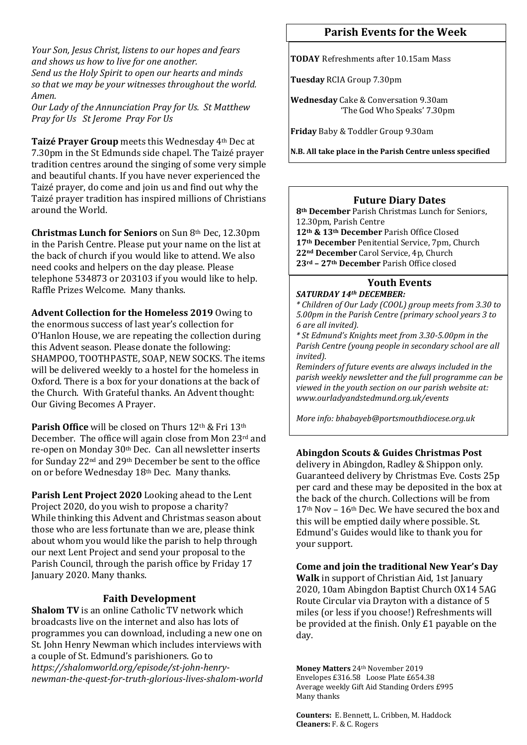*Your Son, Jesus Christ, listens to our hopes and fears and shows us how to live for one another.*
*Send us the Holy Spirit to open our hearts and minds so that we may be your witnesses throughout the world. Amen.*
*Our Lady of the Annunciation Pray for Us. St Matthew Pray for Us St Jerome Pray For Us*

**Taizé Prayer Group** meets this Wednesday 4th Dec at 7.30pm in the St Edmunds side chapel. The Taizé prayer tradition centres around the singing of some very simple and beautiful chants. If you have never experienced the Taizé prayer, do come and join us and find out why the Taizé prayer tradition has inspired millions of Christians around the World.

**Christmas Lunch for Seniors** on Sun 8th Dec, 12.30pm in the Parish Centre. Please put your name on the list at the back of church if you would like to attend. We also need cooks and helpers on the day please. Please telephone 534873 or 203103 if you would like to help. Raffle Prizes Welcome. Many thanks.

**Advent Collection for the Homeless 2019** Owing to the enormous success of last year's collection for O'Hanlon House, we are repeating the collection during this Advent season. Please donate the following: SHAMPOO, TOOTHPASTE, SOAP, NEW SOCKS. The items will be delivered weekly to a hostel for the homeless in Oxford. There is a box for your donations at the back of the Church. With Grateful thanks. An Advent thought: Our Giving Becomes A Prayer.

**Parish Office** will be closed on Thurs 12th & Fri 13th December. The office will again close from Mon 23rd and re-open on Monday 30th Dec. Can all newsletter inserts for Sunday 22nd and 29th December be sent to the office on or before Wednesday 18th Dec. Many thanks.

**Parish Lent Project 2020** Looking ahead to the Lent Project 2020, do you wish to propose a charity? While thinking this Advent and Christmas season about those who are less fortunate than we are, please think about whom you would like the parish to help through our next Lent Project and send your proposal to the Parish Council, through the parish office by Friday 17 January 2020. Many thanks.

## Faith Development

**Shalom TV** is an online Catholic TV network which broadcasts live on the internet and also has lots of programmes you can download, including a new one on St. John Henry Newman which includes interviews with a couple of St. Edmund's parishioners. Go to *https://shalomworld.org/episode/st-john-henry-newman-the-quest-for-truth-glorious-lives-shalom-world*

## Parish Events for the Week

**TODAY** Refreshments after 10.15am Mass

**Tuesday** RCIA Group 7.30pm

**Wednesday** Cake & Conversation 9.30am
'The God Who Speaks' 7.30pm

**Friday** Baby & Toddler Group 9.30am

**N.B. All take place in the Parish Centre unless specified**

## Future Diary Dates

**8th December** Parish Christmas Lunch for Seniors, 12.30pm, Parish Centre
**12th & 13th December** Parish Office Closed
**17th December** Penitential Service, 7pm, Church
**22nd December** Carol Service, 4p, Church
**23rd – 27th December** Parish Office closed

## Youth Events

***SATURDAY 14th DECEMBER:***
*\* Children of Our Lady (COOL) group meets from 3.30 to 5.00pm in the Parish Centre (primary school years 3 to 6 are all invited).*
*\* St Edmund's Knights meet from 3.30-5.00pm in the Parish Centre (young people in secondary school are all invited).*
*Reminders of future events are always included in the parish weekly newsletter and the full programme can be viewed in the youth section on our parish website at: www.ourladyandstedmund.org.uk/events*

*More info: bhabayeb@portsmouthdiocese.org.uk*

**Abingdon Scouts & Guides Christmas Post** delivery in Abingdon, Radley & Shippon only. Guaranteed delivery by Christmas Eve. Costs 25p per card and these may be deposited in the box at the back of the church. Collections will be from 17th Nov – 16th Dec. We have secured the box and this will be emptied daily where possible. St. Edmund's Guides would like to thank you for your support.

**Come and join the traditional New Year's Day Walk** in support of Christian Aid, 1st January 2020, 10am Abingdon Baptist Church OX14 5AG Route Circular via Drayton with a distance of 5 miles (or less if you choose!) Refreshments will be provided at the finish. Only £1 payable on the day.

**Money Matters** 24th November 2019
Envelopes £316.58 Loose Plate £654.38
Average weekly Gift Aid Standing Orders £995
Many thanks

**Counters:** E. Bennett, L. Cribben, M. Haddock
**Cleaners:** F. & C. Rogers